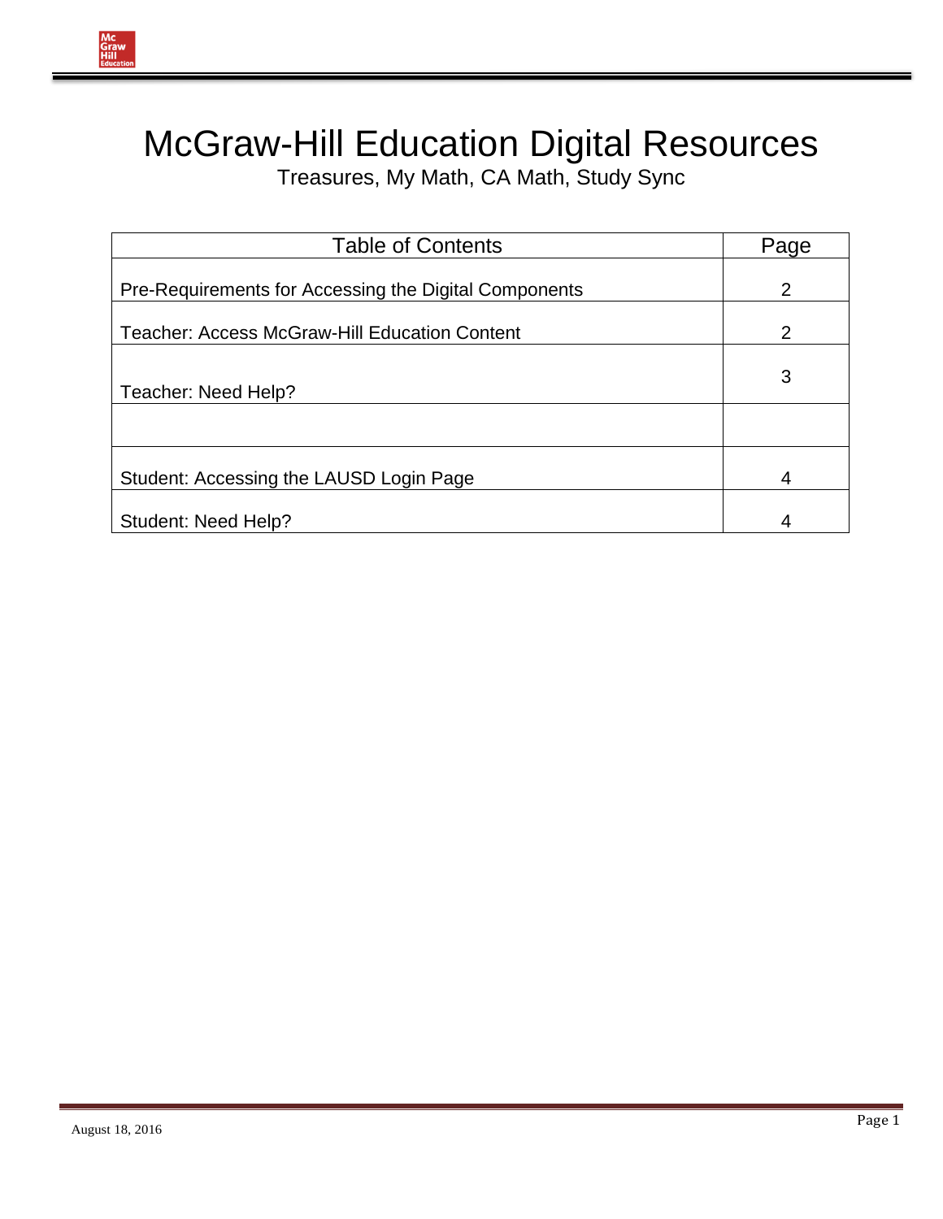# McGraw-Hill Education Digital Resources

Treasures, My Math, CA Math, Study Sync

| Table of Contents | Page |
|---|---|
| Pre-Requirements for Accessing the Digital Components | 2 |
| Teacher: Access McGraw-Hill Education Content | 2 |
| Teacher: Need Help? | 3 |
| | |
| Student: Accessing the LAUSD Login Page | 4 |
| Student: Need Help? | 4 |

August 18, 2016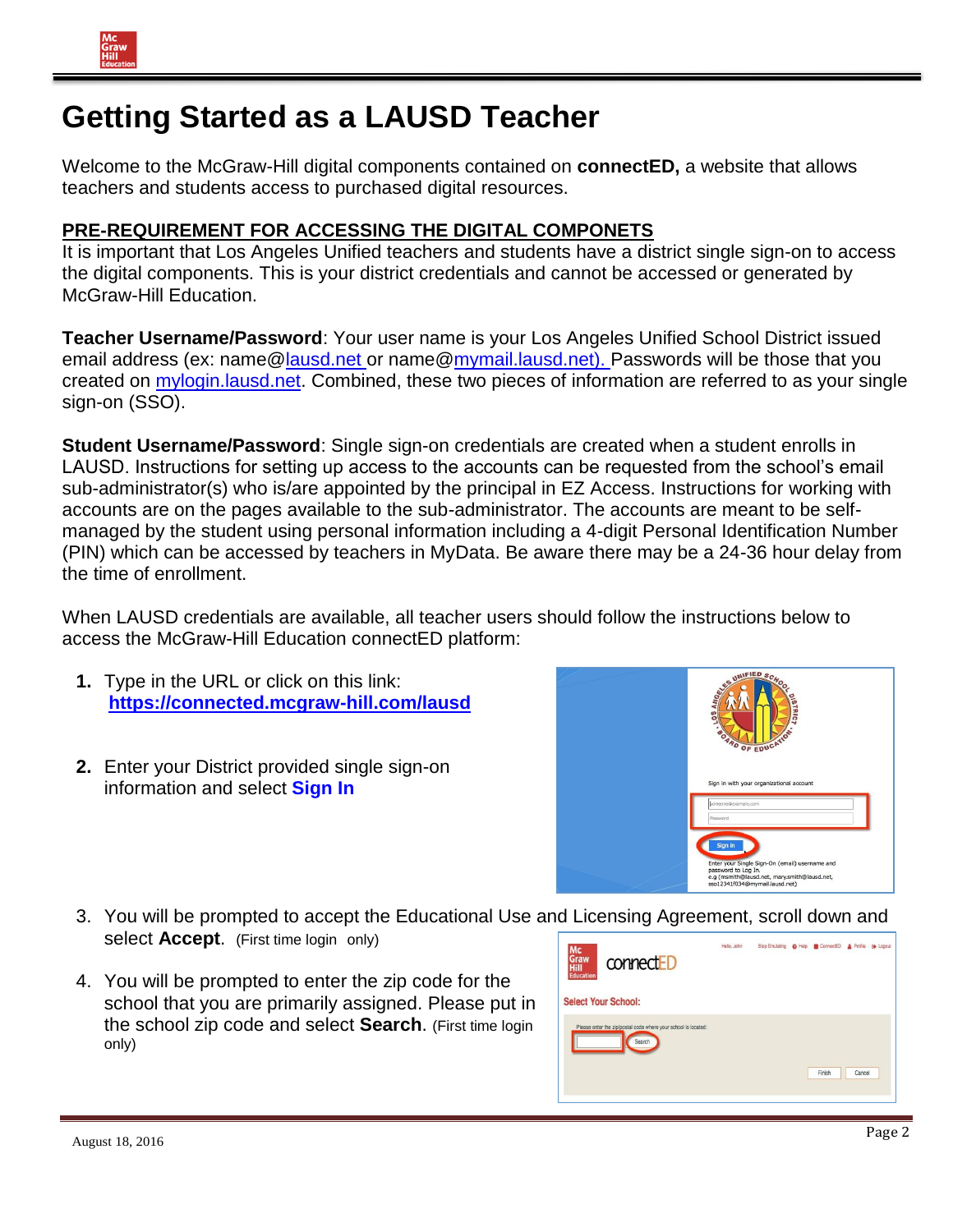# Getting Started as a LAUSD Teacher

Welcome to the McGraw-Hill digital components contained on **connectED,** a website that allows teachers and students access to purchased digital resources.

**PRE-REQUIREMENT FOR ACCESSING THE DIGITAL COMPONETS**

It is important that Los Angeles Unified teachers and students have a district single sign-on to access the digital components. This is your district credentials and cannot be accessed or generated by McGraw-Hill Education.

**Teacher Username/Password**: Your user name is your Los Angeles Unified School District issued email address (ex: name@lausd.net or name@mymail.lausd.net). Passwords will be those that you created on mylogin.lausd.net. Combined, these two pieces of information are referred to as your single sign-on (SSO).

**Student Username/Password**: Single sign-on credentials are created when a student enrolls in LAUSD. Instructions for setting up access to the accounts can be requested from the school's email sub-administrator(s) who is/are appointed by the principal in EZ Access. Instructions for working with accounts are on the pages available to the sub-administrator. The accounts are meant to be self-managed by the student using personal information including a 4-digit Personal Identification Number (PIN) which can be accessed by teachers in MyData. Be aware there may be a 24-36 hour delay from the time of enrollment.

When LAUSD credentials are available, all teacher users should follow the instructions below to access the McGraw-Hill Education connectED platform:

1. Type in the URL or click on this link: **https://connected.mcgraw-hill.com/lausd**
2. Enter your District provided single sign-on information and select **Sign In**
3. You will be prompted to accept the Educational Use and Licensing Agreement, scroll down and select **Accept**. (First time login only)
4. You will be prompted to enter the zip code for the school that you are primarily assigned. Please put in the school zip code and select **Search**. (First time login only)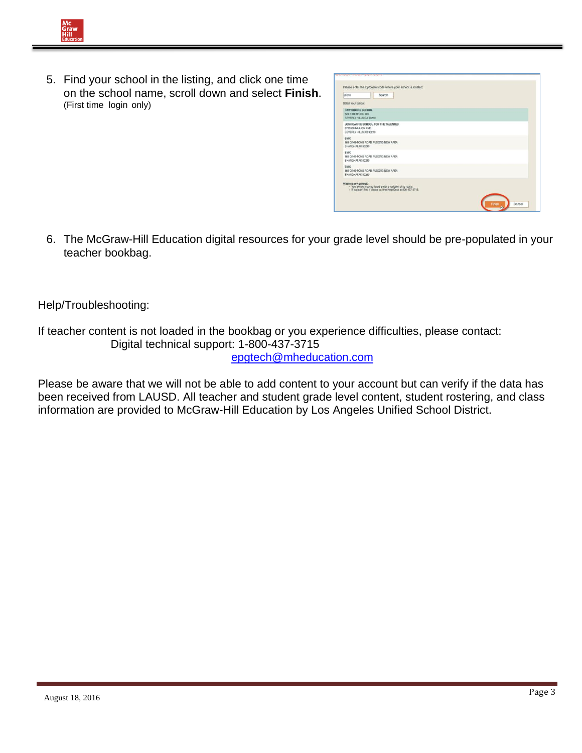5. Find your school in the listing, and click one time on the school name, scroll down and select **Finish**. (First time login only)

6. The McGraw-Hill Education digital resources for your grade level should be pre-populated in your teacher bookbag.

Help/Troubleshooting:

If teacher content is not loaded in the bookbag or you experience difficulties, please contact:
Digital technical support: 1-800-437-3715
epgtech@mheducation.com

Please be aware that we will not be able to add content to your account but can verify if the data has been received from LAUSD. All teacher and student grade level content, student rostering, and class information are provided to McGraw-Hill Education by Los Angeles Unified School District.

August 18, 2016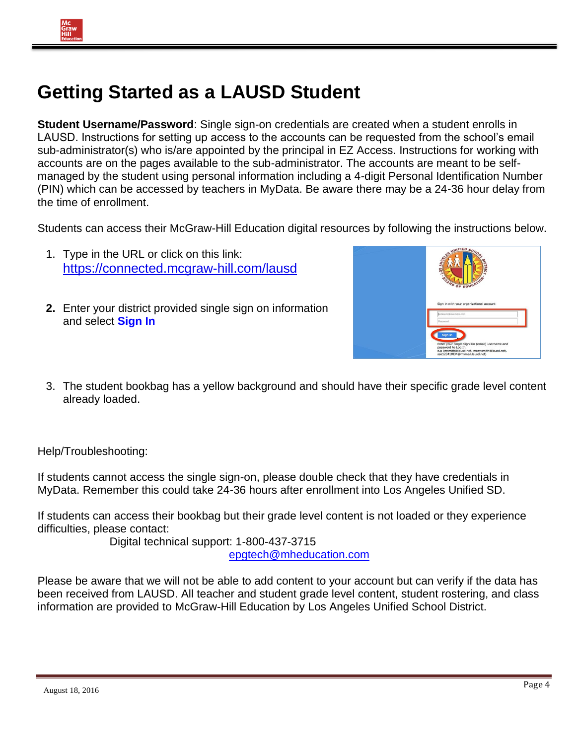# Getting Started as a LAUSD Student

**Student Username/Password**: Single sign-on credentials are created when a student enrolls in LAUSD. Instructions for setting up access to the accounts can be requested from the school's email sub-administrator(s) who is/are appointed by the principal in EZ Access. Instructions for working with accounts are on the pages available to the sub-administrator. The accounts are meant to be self-managed by the student using personal information including a 4-digit Personal Identification Number (PIN) which can be accessed by teachers in MyData. Be aware there may be a 24-36 hour delay from the time of enrollment.

Students can access their McGraw-Hill Education digital resources by following the instructions below.

1. Type in the URL or click on this link: [https://connected.mcgraw-hill.com/lausd](https://connected.mcgraw-hill.com/lausd)
2. Enter your district provided single sign on information and select **Sign In**
3. The student bookbag has a yellow background and should have their specific grade level content already loaded.

Help/Troubleshooting:

If students cannot access the single sign-on, please double check that they have credentials in MyData. Remember this could take 24-36 hours after enrollment into Los Angeles Unified SD.

If students can access their bookbag but their grade level content is not loaded or they experience difficulties, please contact:

Digital technical support: 1-800-437-3715
[epgtech@mheducation.com](mailto:epgtech@mheducation.com)

Please be aware that we will not be able to add content to your account but can verify if the data has been received from LAUSD. All teacher and student grade level content, student rostering, and class information are provided to McGraw-Hill Education by Los Angeles Unified School District.